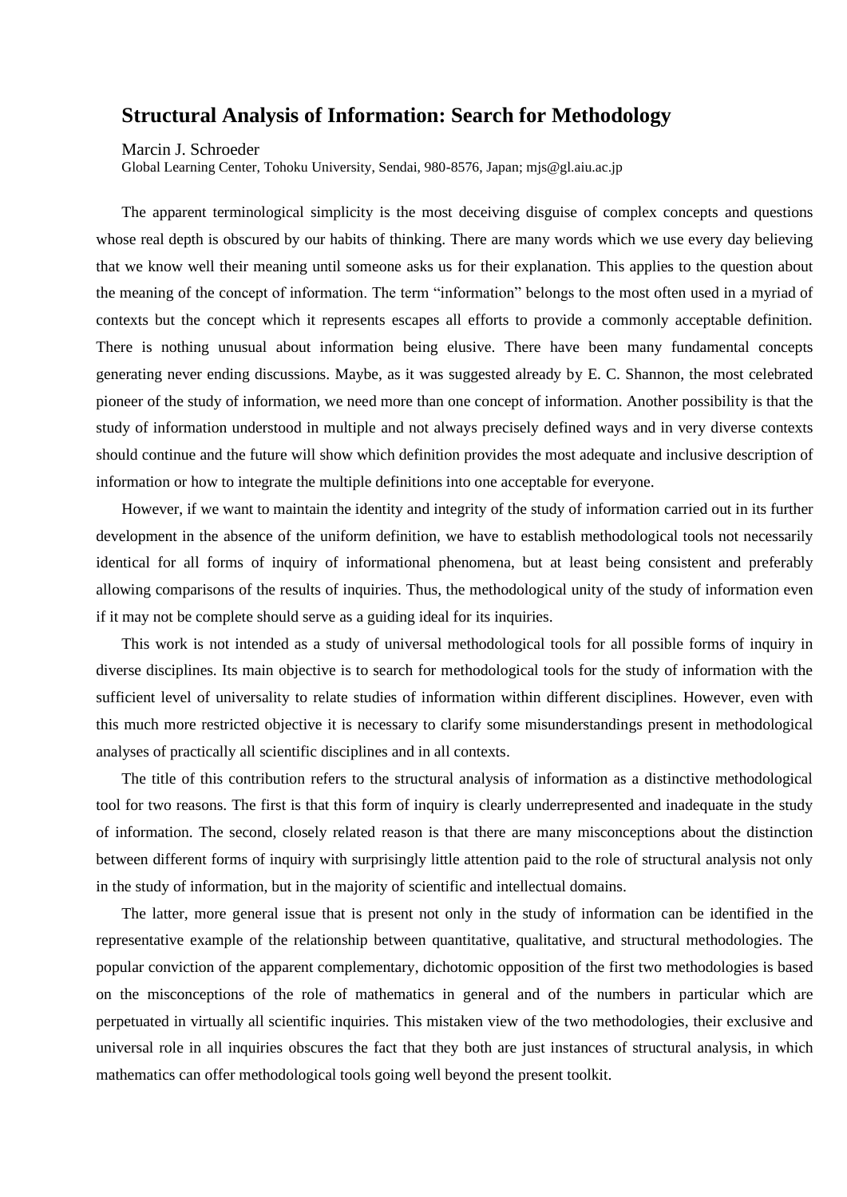# Structural Analysis of Information: Search for Methodology

Marcin J. Schroeder

Global Learning Center, Tohoku University, Sendai, 980-8576, Japan; mjs@gl.aiu.ac.jp

The apparent terminological simplicity is the most deceiving disguise of complex concepts and questions whose real depth is obscured by our habits of thinking. There are many words which we use every day believing that we know well their meaning until someone asks us for their explanation. This applies to the question about the meaning of the concept of information. The term "information" belongs to the most often used in a myriad of contexts but the concept which it represents escapes all efforts to provide a commonly acceptable definition. There is nothing unusual about information being elusive. There have been many fundamental concepts generating never ending discussions. Maybe, as it was suggested already by E. C. Shannon, the most celebrated pioneer of the study of information, we need more than one concept of information. Another possibility is that the study of information understood in multiple and not always precisely defined ways and in very diverse contexts should continue and the future will show which definition provides the most adequate and inclusive description of information or how to integrate the multiple definitions into one acceptable for everyone.

However, if we want to maintain the identity and integrity of the study of information carried out in its further development in the absence of the uniform definition, we have to establish methodological tools not necessarily identical for all forms of inquiry of informational phenomena, but at least being consistent and preferably allowing comparisons of the results of inquiries. Thus, the methodological unity of the study of information even if it may not be complete should serve as a guiding ideal for its inquiries.

This work is not intended as a study of universal methodological tools for all possible forms of inquiry in diverse disciplines. Its main objective is to search for methodological tools for the study of information with the sufficient level of universality to relate studies of information within different disciplines. However, even with this much more restricted objective it is necessary to clarify some misunderstandings present in methodological analyses of practically all scientific disciplines and in all contexts.

The title of this contribution refers to the structural analysis of information as a distinctive methodological tool for two reasons. The first is that this form of inquiry is clearly underrepresented and inadequate in the study of information. The second, closely related reason is that there are many misconceptions about the distinction between different forms of inquiry with surprisingly little attention paid to the role of structural analysis not only in the study of information, but in the majority of scientific and intellectual domains.

The latter, more general issue that is present not only in the study of information can be identified in the representative example of the relationship between quantitative, qualitative, and structural methodologies. The popular conviction of the apparent complementary, dichotomic opposition of the first two methodologies is based on the misconceptions of the role of mathematics in general and of the numbers in particular which are perpetuated in virtually all scientific inquiries. This mistaken view of the two methodologies, their exclusive and universal role in all inquiries obscures the fact that they both are just instances of structural analysis, in which mathematics can offer methodological tools going well beyond the present toolkit.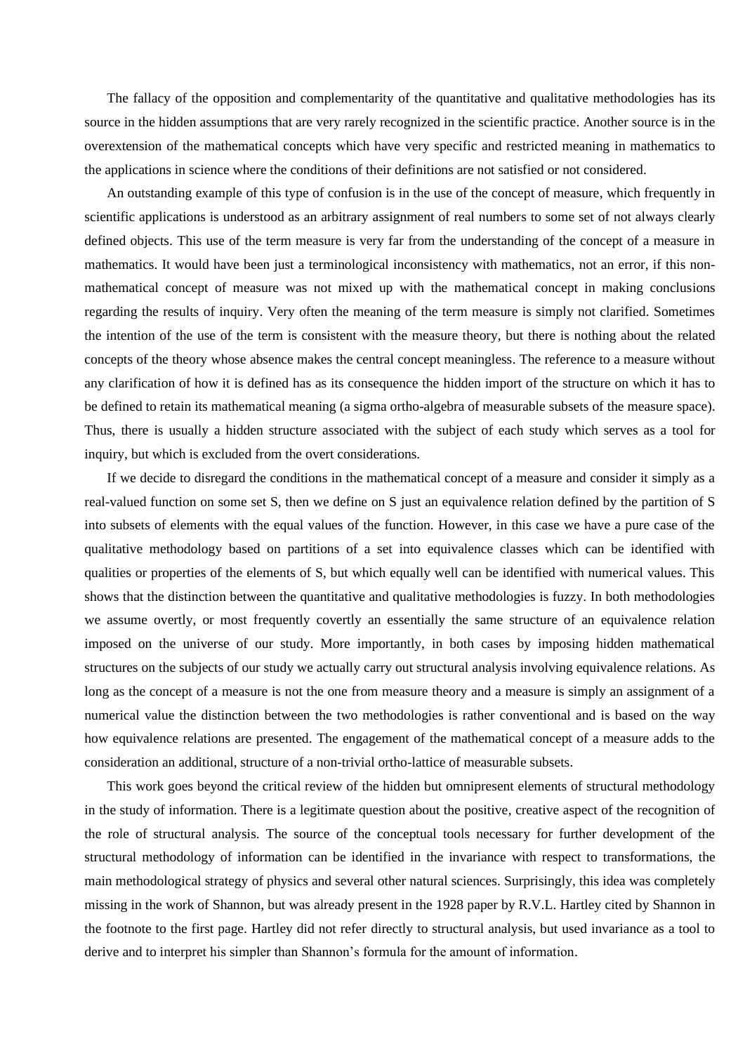The fallacy of the opposition and complementarity of the quantitative and qualitative methodologies has its source in the hidden assumptions that are very rarely recognized in the scientific practice. Another source is in the overextension of the mathematical concepts which have very specific and restricted meaning in mathematics to the applications in science where the conditions of their definitions are not satisfied or not considered.

An outstanding example of this type of confusion is in the use of the concept of measure, which frequently in scientific applications is understood as an arbitrary assignment of real numbers to some set of not always clearly defined objects. This use of the term measure is very far from the understanding of the concept of a measure in mathematics. It would have been just a terminological inconsistency with mathematics, not an error, if this non-mathematical concept of measure was not mixed up with the mathematical concept in making conclusions regarding the results of inquiry. Very often the meaning of the term measure is simply not clarified. Sometimes the intention of the use of the term is consistent with the measure theory, but there is nothing about the related concepts of the theory whose absence makes the central concept meaningless. The reference to a measure without any clarification of how it is defined has as its consequence the hidden import of the structure on which it has to be defined to retain its mathematical meaning (a sigma ortho-algebra of measurable subsets of the measure space). Thus, there is usually a hidden structure associated with the subject of each study which serves as a tool for inquiry, but which is excluded from the overt considerations.

If we decide to disregard the conditions in the mathematical concept of a measure and consider it simply as a real-valued function on some set S, then we define on S just an equivalence relation defined by the partition of S into subsets of elements with the equal values of the function. However, in this case we have a pure case of the qualitative methodology based on partitions of a set into equivalence classes which can be identified with qualities or properties of the elements of S, but which equally well can be identified with numerical values. This shows that the distinction between the quantitative and qualitative methodologies is fuzzy. In both methodologies we assume overtly, or most frequently covertly an essentially the same structure of an equivalence relation imposed on the universe of our study. More importantly, in both cases by imposing hidden mathematical structures on the subjects of our study we actually carry out structural analysis involving equivalence relations. As long as the concept of a measure is not the one from measure theory and a measure is simply an assignment of a numerical value the distinction between the two methodologies is rather conventional and is based on the way how equivalence relations are presented. The engagement of the mathematical concept of a measure adds to the consideration an additional, structure of a non-trivial ortho-lattice of measurable subsets.

This work goes beyond the critical review of the hidden but omnipresent elements of structural methodology in the study of information. There is a legitimate question about the positive, creative aspect of the recognition of the role of structural analysis. The source of the conceptual tools necessary for further development of the structural methodology of information can be identified in the invariance with respect to transformations, the main methodological strategy of physics and several other natural sciences. Surprisingly, this idea was completely missing in the work of Shannon, but was already present in the 1928 paper by R.V.L. Hartley cited by Shannon in the footnote to the first page. Hartley did not refer directly to structural analysis, but used invariance as a tool to derive and to interpret his simpler than Shannon's formula for the amount of information.